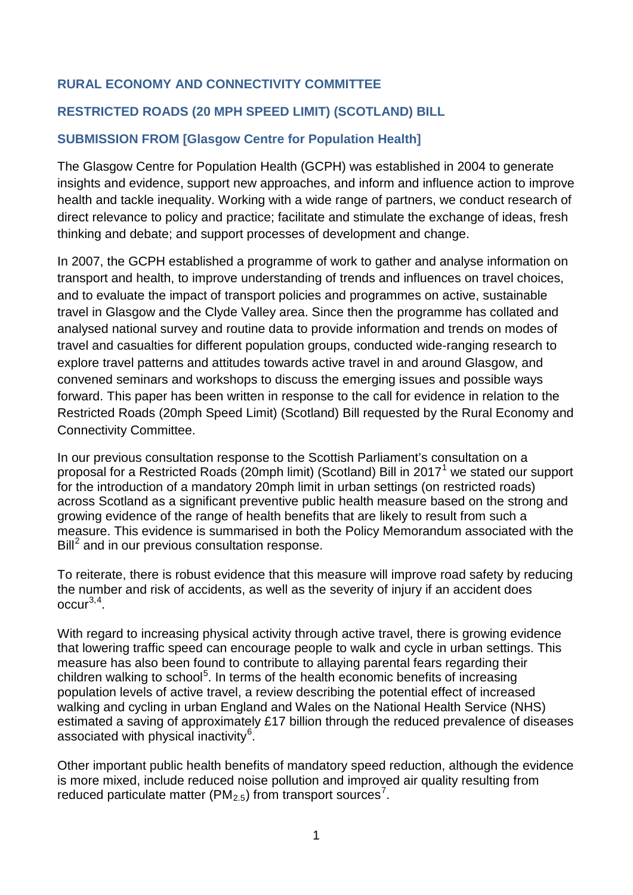## RURAL ECONOMY AND CONNECTIVITY COMMITTEE

## RESTRICTED ROADS (20 MPH SPEED LIMIT) (SCOTLAND) BILL

## SUBMISSION FROM [Glasgow Centre for Population Health]

The Glasgow Centre for Population Health (GCPH) was established in 2004 to generate insights and evidence, support new approaches, and inform and influence action to improve health and tackle inequality. Working with a wide range of partners, we conduct research of direct relevance to policy and practice; facilitate and stimulate the exchange of ideas, fresh thinking and debate; and support processes of development and change.

In 2007, the GCPH established a programme of work to gather and analyse information on transport and health, to improve understanding of trends and influences on travel choices, and to evaluate the impact of transport policies and programmes on active, sustainable travel in Glasgow and the Clyde Valley area. Since then the programme has collated and analysed national survey and routine data to provide information and trends on modes of travel and casualties for different population groups, conducted wide-ranging research to explore travel patterns and attitudes towards active travel in and around Glasgow, and convened seminars and workshops to discuss the emerging issues and possible ways forward. This paper has been written in response to the call for evidence in relation to the Restricted Roads (20mph Speed Limit) (Scotland) Bill requested by the Rural Economy and Connectivity Committee.

In our previous consultation response to the Scottish Parliament's consultation on a proposal for a Restricted Roads (20mph limit) (Scotland) Bill in 2017[1] we stated our support for the introduction of a mandatory 20mph limit in urban settings (on restricted roads) across Scotland as a significant preventive public health measure based on the strong and growing evidence of the range of health benefits that are likely to result from such a measure. This evidence is summarised in both the Policy Memorandum associated with the Bill[2] and in our previous consultation response.

To reiterate, there is robust evidence that this measure will improve road safety by reducing the number and risk of accidents, as well as the severity of injury if an accident does occur[3,4].

With regard to increasing physical activity through active travel, there is growing evidence that lowering traffic speed can encourage people to walk and cycle in urban settings. This measure has also been found to contribute to allaying parental fears regarding their children walking to school[5]. In terms of the health economic benefits of increasing population levels of active travel, a review describing the potential effect of increased walking and cycling in urban England and Wales on the National Health Service (NHS) estimated a saving of approximately £17 billion through the reduced prevalence of diseases associated with physical inactivity[6].

Other important public health benefits of mandatory speed reduction, although the evidence is more mixed, include reduced noise pollution and improved air quality resulting from reduced particulate matter ($PM_{2.5}$) from transport sources[7].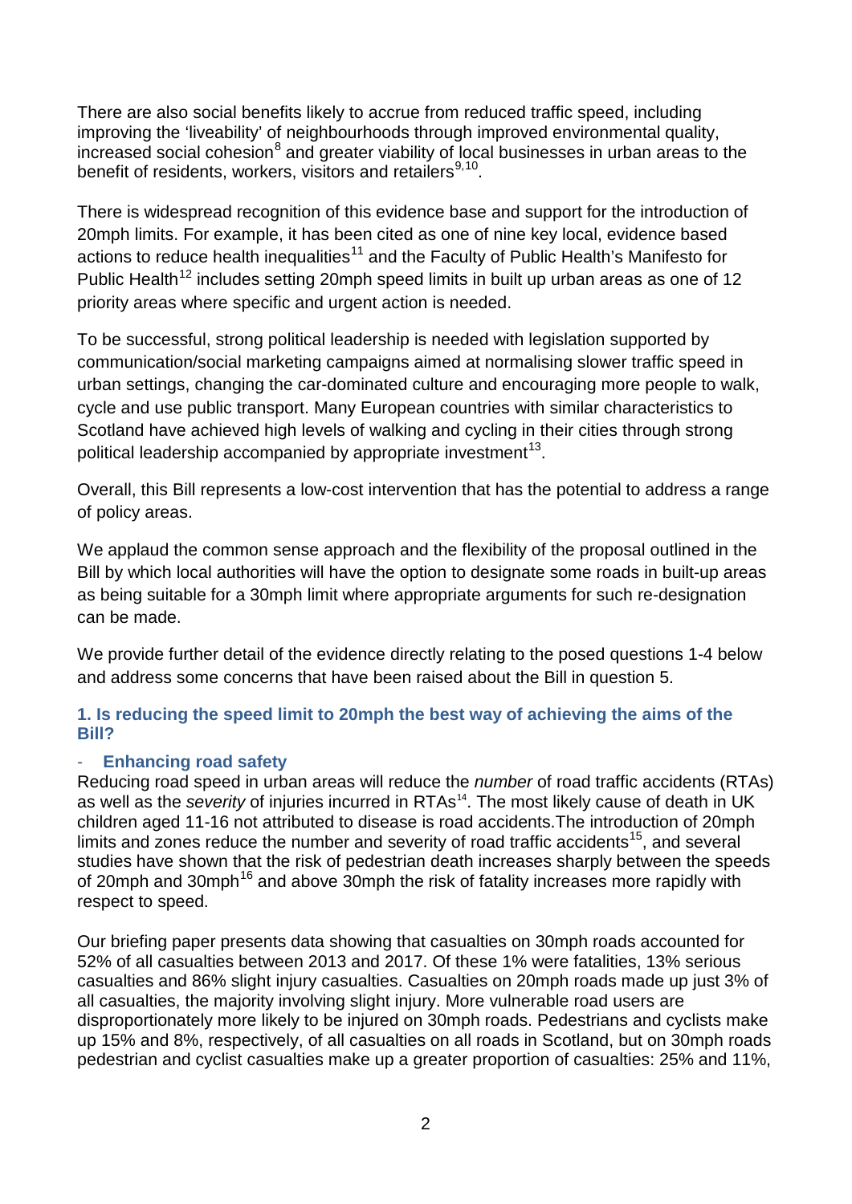There are also social benefits likely to accrue from reduced traffic speed, including improving the 'liveability' of neighbourhoods through improved environmental quality, increased social cohesion[8] and greater viability of local businesses in urban areas to the benefit of residents, workers, visitors and retailers[9,10].

There is widespread recognition of this evidence base and support for the introduction of 20mph limits. For example, it has been cited as one of nine key local, evidence based actions to reduce health inequalities[11] and the Faculty of Public Health's Manifesto for Public Health[12] includes setting 20mph speed limits in built up urban areas as one of 12 priority areas where specific and urgent action is needed.

To be successful, strong political leadership is needed with legislation supported by communication/social marketing campaigns aimed at normalising slower traffic speed in urban settings, changing the car-dominated culture and encouraging more people to walk, cycle and use public transport. Many European countries with similar characteristics to Scotland have achieved high levels of walking and cycling in their cities through strong political leadership accompanied by appropriate investment[13].

Overall, this Bill represents a low-cost intervention that has the potential to address a range of policy areas.

We applaud the common sense approach and the flexibility of the proposal outlined in the Bill by which local authorities will have the option to designate some roads in built-up areas as being suitable for a 30mph limit where appropriate arguments for such re-designation can be made.

We provide further detail of the evidence directly relating to the posed questions 1-4 below and address some concerns that have been raised about the Bill in question 5.

### 1. Is reducing the speed limit to 20mph the best way of achieving the aims of the Bill?

#### - Enhancing road safety

Reducing road speed in urban areas will reduce the *number* of road traffic accidents (RTAs) as well as the *severity* of injuries incurred in RTAs[14]. The most likely cause of death in UK children aged 11-16 not attributed to disease is road accidents.The introduction of 20mph limits and zones reduce the number and severity of road traffic accidents[15], and several studies have shown that the risk of pedestrian death increases sharply between the speeds of 20mph and 30mph[16] and above 30mph the risk of fatality increases more rapidly with respect to speed.

Our briefing paper presents data showing that casualties on 30mph roads accounted for 52% of all casualties between 2013 and 2017. Of these 1% were fatalities, 13% serious casualties and 86% slight injury casualties. Casualties on 20mph roads made up just 3% of all casualties, the majority involving slight injury. More vulnerable road users are disproportionately more likely to be injured on 30mph roads. Pedestrians and cyclists make up 15% and 8%, respectively, of all casualties on all roads in Scotland, but on 30mph roads pedestrian and cyclist casualties make up a greater proportion of casualties: 25% and 11%,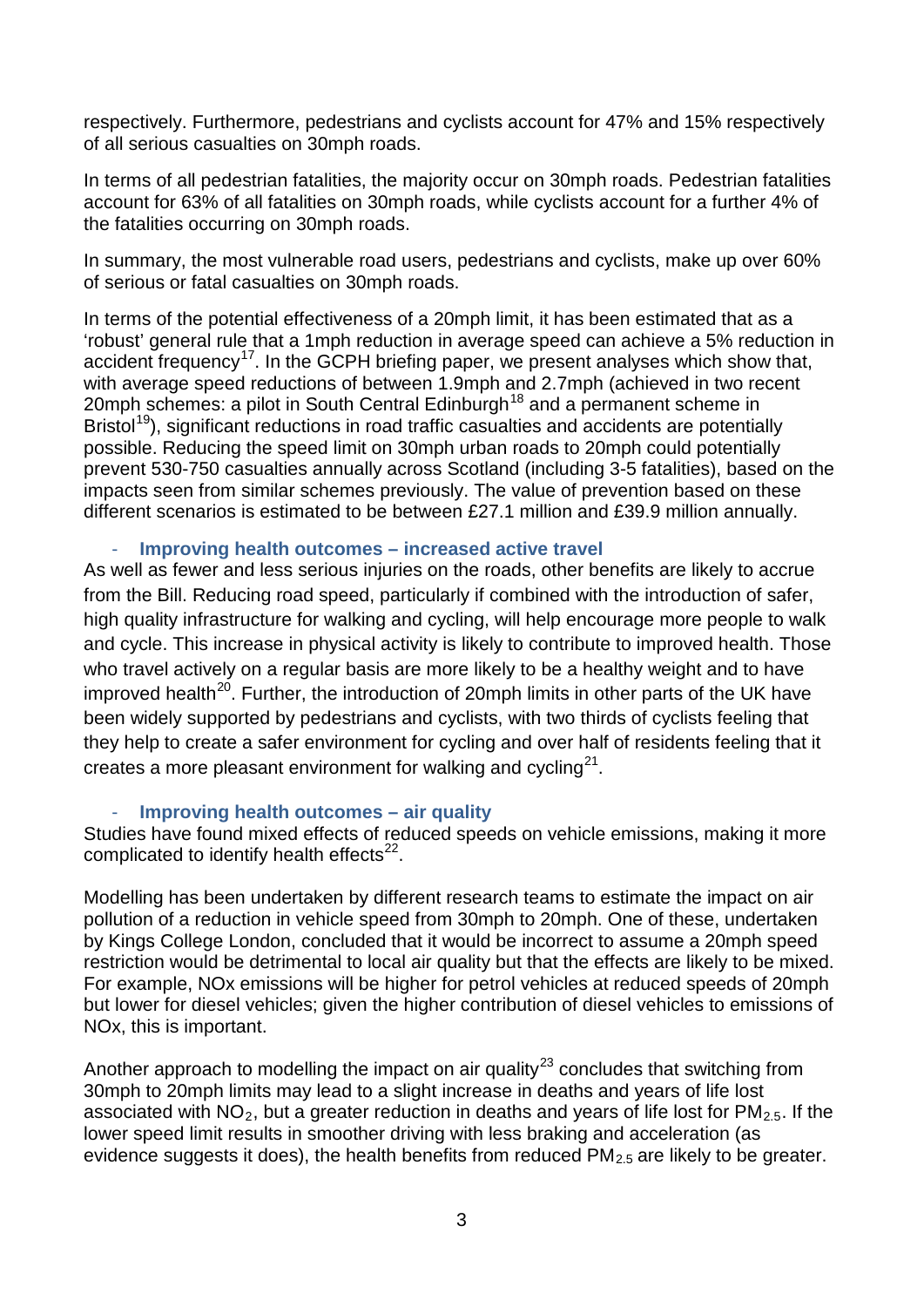respectively. Furthermore, pedestrians and cyclists account for 47% and 15% respectively of all serious casualties on 30mph roads.

In terms of all pedestrian fatalities, the majority occur on 30mph roads. Pedestrian fatalities account for 63% of all fatalities on 30mph roads, while cyclists account for a further 4% of the fatalities occurring on 30mph roads.

In summary, the most vulnerable road users, pedestrians and cyclists, make up over 60% of serious or fatal casualties on 30mph roads.

In terms of the potential effectiveness of a 20mph limit, it has been estimated that as a 'robust' general rule that a 1mph reduction in average speed can achieve a 5% reduction in accident frequency[17]. In the GCPH briefing paper, we present analyses which show that, with average speed reductions of between 1.9mph and 2.7mph (achieved in two recent 20mph schemes: a pilot in South Central Edinburgh[18] and a permanent scheme in Bristol[19]), significant reductions in road traffic casualties and accidents are potentially possible. Reducing the speed limit on 30mph urban roads to 20mph could potentially prevent 530-750 casualties annually across Scotland (including 3-5 fatalities), based on the impacts seen from similar schemes previously. The value of prevention based on these different scenarios is estimated to be between £27.1 million and £39.9 million annually.

- **Improving health outcomes – increased active travel**

As well as fewer and less serious injuries on the roads, other benefits are likely to accrue from the Bill. Reducing road speed, particularly if combined with the introduction of safer, high quality infrastructure for walking and cycling, will help encourage more people to walk and cycle. This increase in physical activity is likely to contribute to improved health. Those who travel actively on a regular basis are more likely to be a healthy weight and to have improved health[20]. Further, the introduction of 20mph limits in other parts of the UK have been widely supported by pedestrians and cyclists, with two thirds of cyclists feeling that they help to create a safer environment for cycling and over half of residents feeling that it creates a more pleasant environment for walking and cycling[21].

- **Improving health outcomes – air quality**

Studies have found mixed effects of reduced speeds on vehicle emissions, making it more complicated to identify health effects[22].

Modelling has been undertaken by different research teams to estimate the impact on air pollution of a reduction in vehicle speed from 30mph to 20mph. One of these, undertaken by Kings College London, concluded that it would be incorrect to assume a 20mph speed restriction would be detrimental to local air quality but that the effects are likely to be mixed. For example, NOx emissions will be higher for petrol vehicles at reduced speeds of 20mph but lower for diesel vehicles; given the higher contribution of diesel vehicles to emissions of NOx, this is important.

Another approach to modelling the impact on air quality[23] concludes that switching from 30mph to 20mph limits may lead to a slight increase in deaths and years of life lost associated with $NO_2$, but a greater reduction in deaths and years of life lost for $PM_{2.5}$. If the lower speed limit results in smoother driving with less braking and acceleration (as evidence suggests it does), the health benefits from reduced $PM_{2.5}$ are likely to be greater.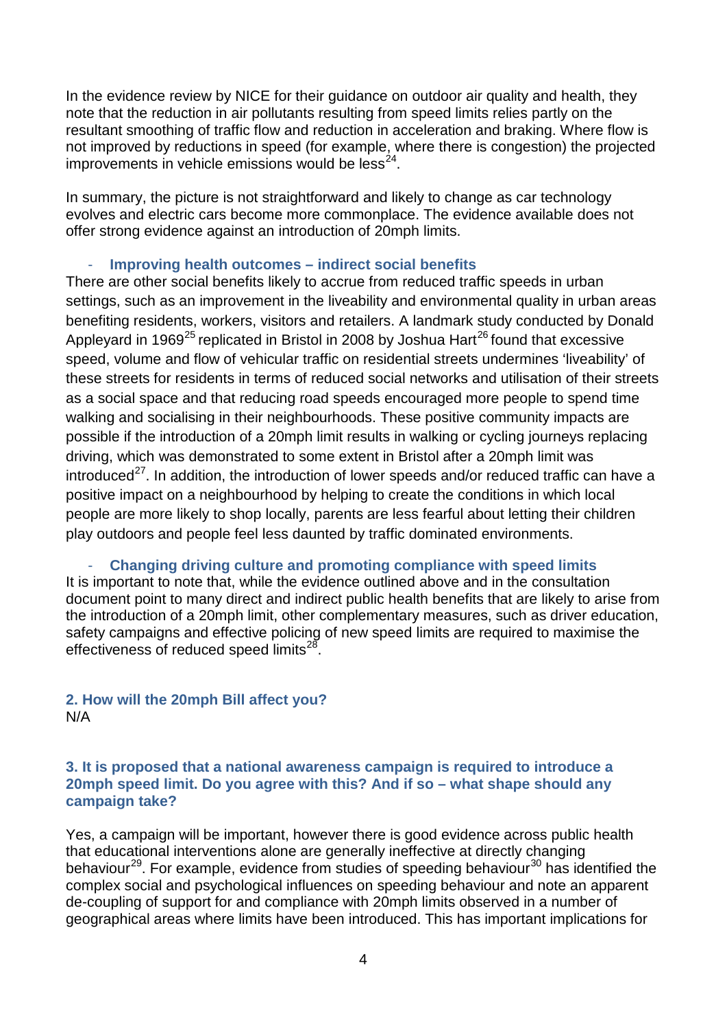In the evidence review by NICE for their guidance on outdoor air quality and health, they note that the reduction in air pollutants resulting from speed limits relies partly on the resultant smoothing of traffic flow and reduction in acceleration and braking. Where flow is not improved by reductions in speed (for example, where there is congestion) the projected improvements in vehicle emissions would be less[24].

In summary, the picture is not straightforward and likely to change as car technology evolves and electric cars become more commonplace. The evidence available does not offer strong evidence against an introduction of 20mph limits.

- **Improving health outcomes – indirect social benefits**

There are other social benefits likely to accrue from reduced traffic speeds in urban settings, such as an improvement in the liveability and environmental quality in urban areas benefiting residents, workers, visitors and retailers. A landmark study conducted by Donald Appleyard in 1969[25] replicated in Bristol in 2008 by Joshua Hart[26] found that excessive speed, volume and flow of vehicular traffic on residential streets undermines 'liveability' of these streets for residents in terms of reduced social networks and utilisation of their streets as a social space and that reducing road speeds encouraged more people to spend time walking and socialising in their neighbourhoods. These positive community impacts are possible if the introduction of a 20mph limit results in walking or cycling journeys replacing driving, which was demonstrated to some extent in Bristol after a 20mph limit was introduced[27]. In addition, the introduction of lower speeds and/or reduced traffic can have a positive impact on a neighbourhood by helping to create the conditions in which local people are more likely to shop locally, parents are less fearful about letting their children play outdoors and people feel less daunted by traffic dominated environments.

- **Changing driving culture and promoting compliance with speed limits**

It is important to note that, while the evidence outlined above and in the consultation document point to many direct and indirect public health benefits that are likely to arise from the introduction of a 20mph limit, other complementary measures, such as driver education, safety campaigns and effective policing of new speed limits are required to maximise the effectiveness of reduced speed limits[28].

### 2. How will the 20mph Bill affect you?

N/A

### 3. It is proposed that a national awareness campaign is required to introduce a 20mph speed limit. Do you agree with this? And if so – what shape should any campaign take?

Yes, a campaign will be important, however there is good evidence across public health that educational interventions alone are generally ineffective at directly changing behaviour[29]. For example, evidence from studies of speeding behaviour[30] has identified the complex social and psychological influences on speeding behaviour and note an apparent de-coupling of support for and compliance with 20mph limits observed in a number of geographical areas where limits have been introduced. This has important implications for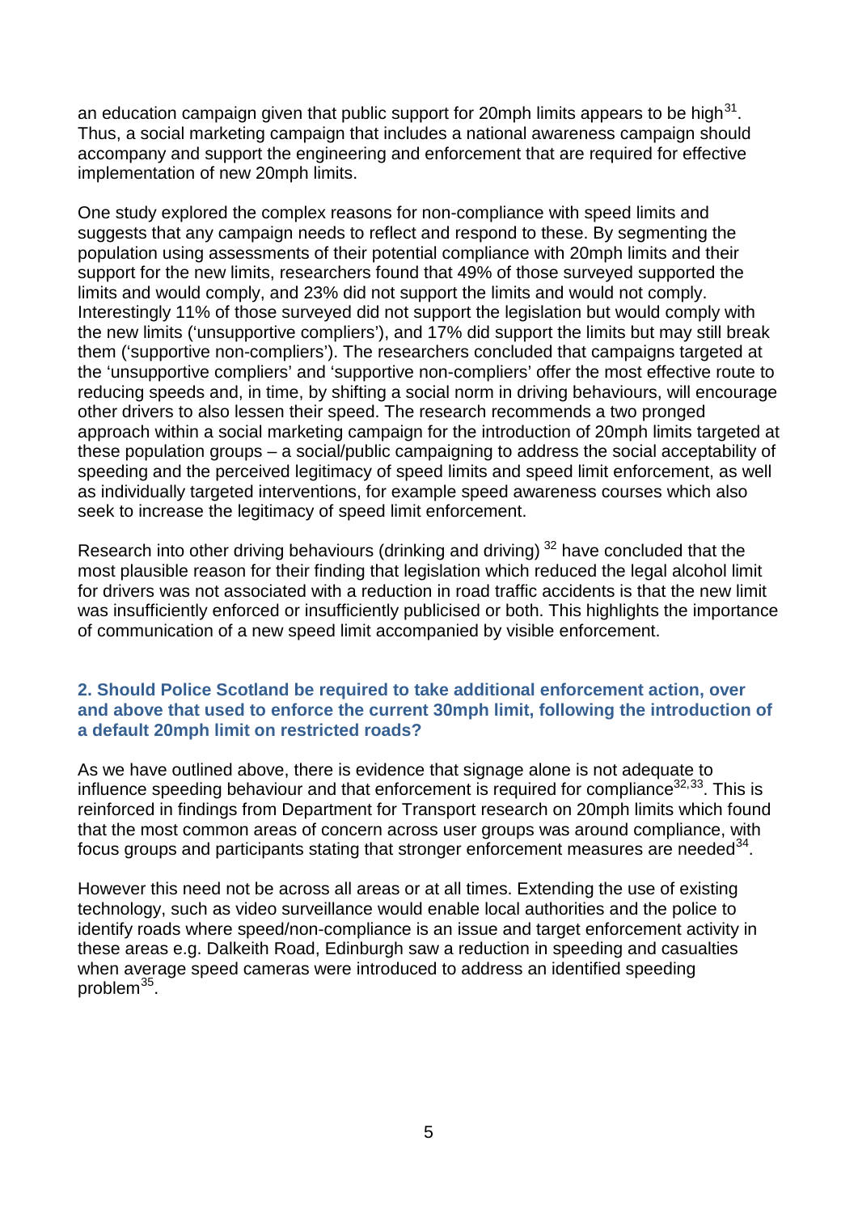an education campaign given that public support for 20mph limits appears to be high[31]. Thus, a social marketing campaign that includes a national awareness campaign should accompany and support the engineering and enforcement that are required for effective implementation of new 20mph limits.

One study explored the complex reasons for non-compliance with speed limits and suggests that any campaign needs to reflect and respond to these. By segmenting the population using assessments of their potential compliance with 20mph limits and their support for the new limits, researchers found that 49% of those surveyed supported the limits and would comply, and 23% did not support the limits and would not comply. Interestingly 11% of those surveyed did not support the legislation but would comply with the new limits ('unsupportive compliers'), and 17% did support the limits but may still break them ('supportive non-compliers'). The researchers concluded that campaigns targeted at the 'unsupportive compliers' and 'supportive non-compliers' offer the most effective route to reducing speeds and, in time, by shifting a social norm in driving behaviours, will encourage other drivers to also lessen their speed. The research recommends a two pronged approach within a social marketing campaign for the introduction of 20mph limits targeted at these population groups – a social/public campaigning to address the social acceptability of speeding and the perceived legitimacy of speed limits and speed limit enforcement, as well as individually targeted interventions, for example speed awareness courses which also seek to increase the legitimacy of speed limit enforcement.

Research into other driving behaviours (drinking and driving) [32] have concluded that the most plausible reason for their finding that legislation which reduced the legal alcohol limit for drivers was not associated with a reduction in road traffic accidents is that the new limit was insufficiently enforced or insufficiently publicised or both. This highlights the importance of communication of a new speed limit accompanied by visible enforcement.

## 2. Should Police Scotland be required to take additional enforcement action, over and above that used to enforce the current 30mph limit, following the introduction of a default 20mph limit on restricted roads?

As we have outlined above, there is evidence that signage alone is not adequate to influence speeding behaviour and that enforcement is required for compliance[32,33]. This is reinforced in findings from Department for Transport research on 20mph limits which found that the most common areas of concern across user groups was around compliance, with focus groups and participants stating that stronger enforcement measures are needed[34].

However this need not be across all areas or at all times. Extending the use of existing technology, such as video surveillance would enable local authorities and the police to identify roads where speed/non-compliance is an issue and target enforcement activity in these areas e.g. Dalkeith Road, Edinburgh saw a reduction in speeding and casualties when average speed cameras were introduced to address an identified speeding problem[35].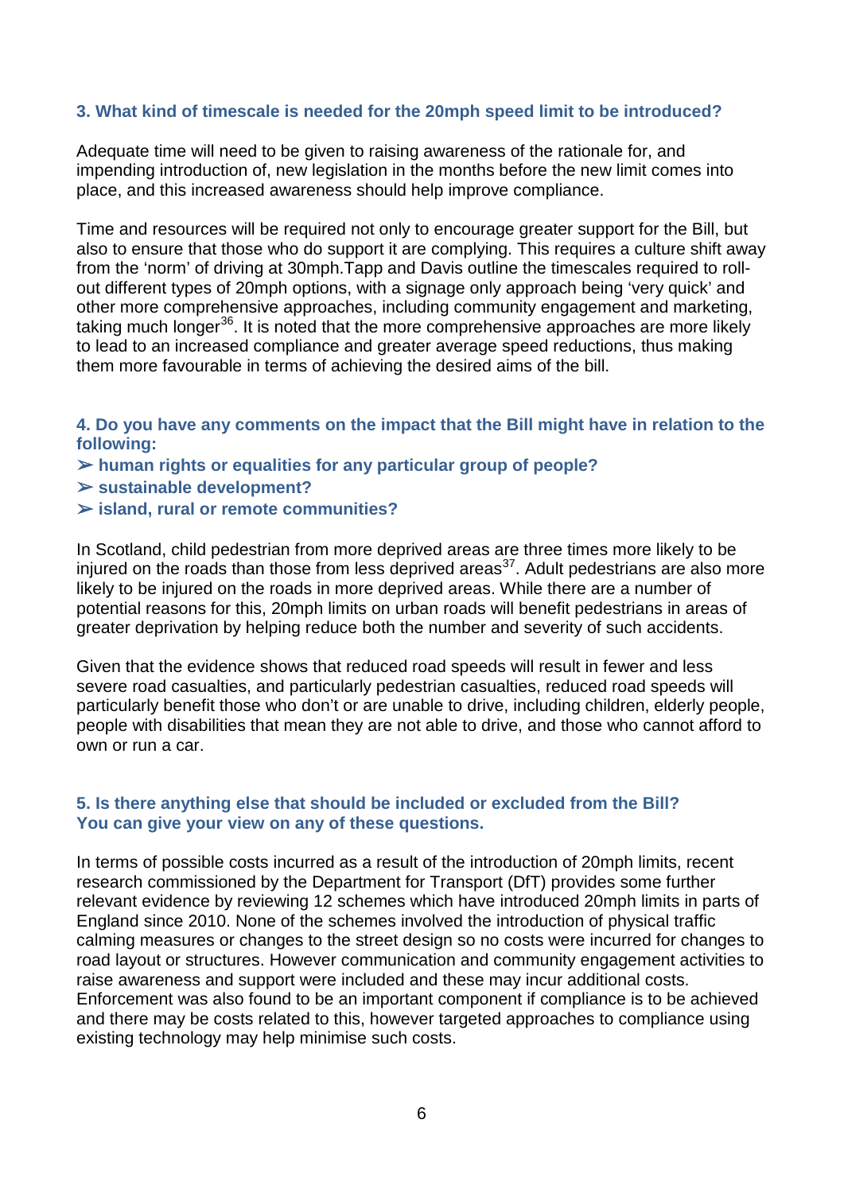### 3. What kind of timescale is needed for the 20mph speed limit to be introduced?

Adequate time will need to be given to raising awareness of the rationale for, and impending introduction of, new legislation in the months before the new limit comes into place, and this increased awareness should help improve compliance.

Time and resources will be required not only to encourage greater support for the Bill, but also to ensure that those who do support it are complying. This requires a culture shift away from the 'norm' of driving at 30mph.Tapp and Davis outline the timescales required to roll-out different types of 20mph options, with a signage only approach being 'very quick' and other more comprehensive approaches, including community engagement and marketing, taking much longer[36]. It is noted that the more comprehensive approaches are more likely to lead to an increased compliance and greater average speed reductions, thus making them more favourable in terms of achieving the desired aims of the bill.

### 4. Do you have any comments on the impact that the Bill might have in relation to the following:

- ➢ human rights or equalities for any particular group of people?
- ➢ sustainable development?
- ➢ island, rural or remote communities?

In Scotland, child pedestrian from more deprived areas are three times more likely to be injured on the roads than those from less deprived areas[37]. Adult pedestrians are also more likely to be injured on the roads in more deprived areas. While there are a number of potential reasons for this, 20mph limits on urban roads will benefit pedestrians in areas of greater deprivation by helping reduce both the number and severity of such accidents.

Given that the evidence shows that reduced road speeds will result in fewer and less severe road casualties, and particularly pedestrian casualties, reduced road speeds will particularly benefit those who don't or are unable to drive, including children, elderly people, people with disabilities that mean they are not able to drive, and those who cannot afford to own or run a car.

### 5. Is there anything else that should be included or excluded from the Bill? You can give your view on any of these questions.

In terms of possible costs incurred as a result of the introduction of 20mph limits, recent research commissioned by the Department for Transport (DfT) provides some further relevant evidence by reviewing 12 schemes which have introduced 20mph limits in parts of England since 2010. None of the schemes involved the introduction of physical traffic calming measures or changes to the street design so no costs were incurred for changes to road layout or structures. However communication and community engagement activities to raise awareness and support were included and these may incur additional costs. Enforcement was also found to be an important component if compliance is to be achieved and there may be costs related to this, however targeted approaches to compliance using existing technology may help minimise such costs.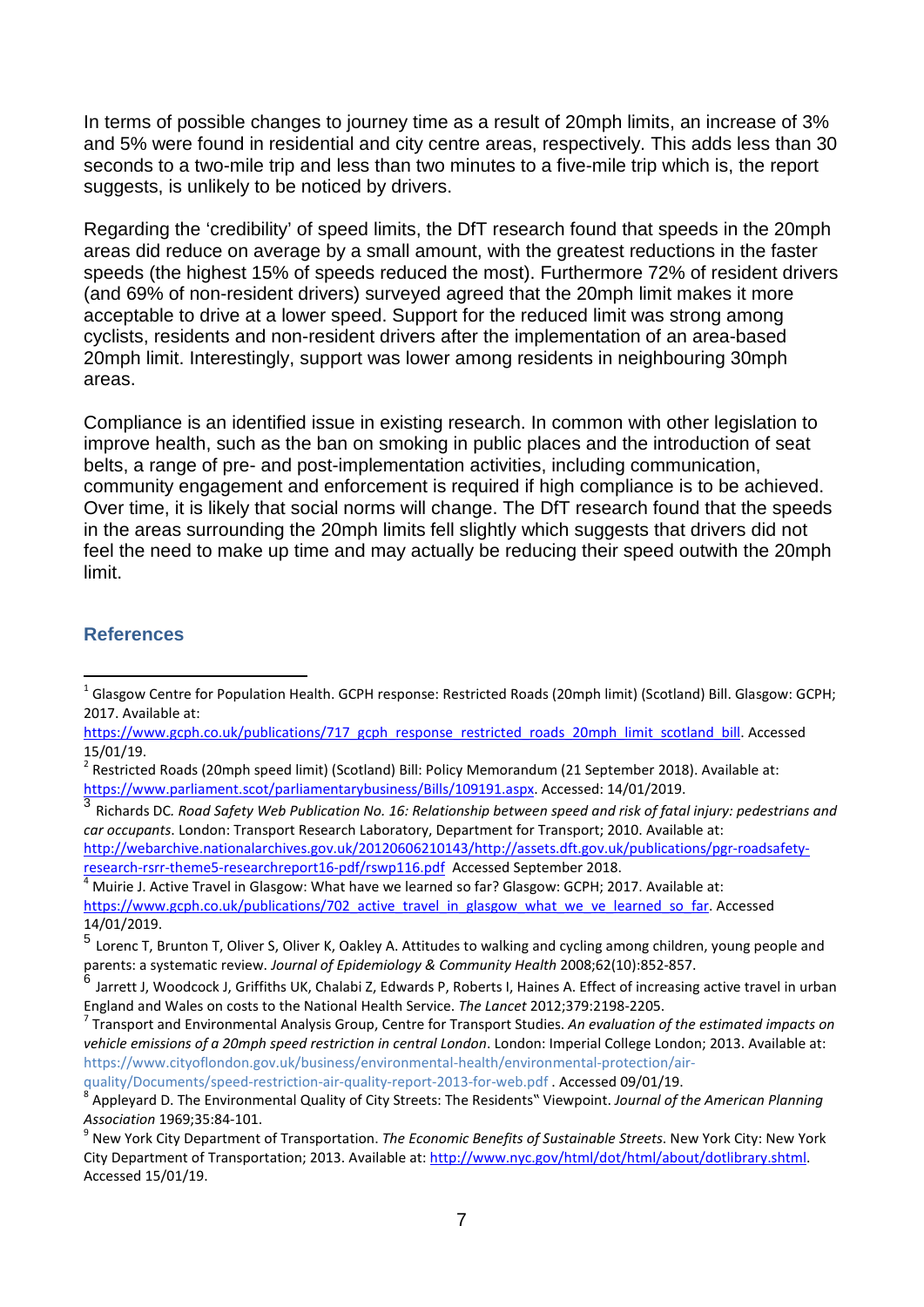In terms of possible changes to journey time as a result of 20mph limits, an increase of 3% and 5% were found in residential and city centre areas, respectively. This adds less than 30 seconds to a two-mile trip and less than two minutes to a five-mile trip which is, the report suggests, is unlikely to be noticed by drivers.

Regarding the 'credibility' of speed limits, the DfT research found that speeds in the 20mph areas did reduce on average by a small amount, with the greatest reductions in the faster speeds (the highest 15% of speeds reduced the most). Furthermore 72% of resident drivers (and 69% of non-resident drivers) surveyed agreed that the 20mph limit makes it more acceptable to drive at a lower speed. Support for the reduced limit was strong among cyclists, residents and non-resident drivers after the implementation of an area-based 20mph limit. Interestingly, support was lower among residents in neighbouring 30mph areas.

Compliance is an identified issue in existing research. In common with other legislation to improve health, such as the ban on smoking in public places and the introduction of seat belts, a range of pre- and post-implementation activities, including communication, community engagement and enforcement is required if high compliance is to be achieved. Over time, it is likely that social norms will change. The DfT research found that the speeds in the areas surrounding the 20mph limits fell slightly which suggests that drivers did not feel the need to make up time and may actually be reducing their speed outwith the 20mph limit.

## References

[1] Glasgow Centre for Population Health. GCPH response: Restricted Roads (20mph limit) (Scotland) Bill. Glasgow: GCPH; 2017. Available at: https://www.gcph.co.uk/publications/717_gcph_response_restricted_roads_20mph_limit_scotland_bill. Accessed 15/01/19.

[2] Restricted Roads (20mph speed limit) (Scotland) Bill: Policy Memorandum (21 September 2018). Available at: https://www.parliament.scot/parliamentarybusiness/Bills/109191.aspx. Accessed: 14/01/2019.

[3] Richards DC. *Road Safety Web Publication No. 16: Relationship between speed and risk of fatal injury: pedestrians and car occupants*. London: Transport Research Laboratory, Department for Transport; 2010. Available at: http://webarchive.nationalarchives.gov.uk/20120606210143/http://assets.dft.gov.uk/publications/pgr-roadsafety-research-rsrr-theme5-researchreport16-pdf/rswp116.pdf Accessed September 2018.

[4] Muirie J. Active Travel in Glasgow: What have we learned so far? Glasgow: GCPH; 2017. Available at: https://www.gcph.co.uk/publications/702_active_travel_in_glasgow_what_we_ve_learned_so_far. Accessed 14/01/2019.

[5] Lorenc T, Brunton T, Oliver S, Oliver K, Oakley A. Attitudes to walking and cycling among children, young people and parents: a systematic review. *Journal of Epidemiology & Community Health* 2008;62(10):852-857.

[6] Jarrett J, Woodcock J, Griffiths UK, Chalabi Z, Edwards P, Roberts I, Haines A. Effect of increasing active travel in urban England and Wales on costs to the National Health Service. *The Lancet* 2012;379:2198-2205.

[7] Transport and Environmental Analysis Group, Centre for Transport Studies. *An evaluation of the estimated impacts on vehicle emissions of a 20mph speed restriction in central London*. London: Imperial College London; 2013. Available at: https://www.cityoflondon.gov.uk/business/environmental-health/environmental-protection/air-quality/Documents/speed-restriction-air-quality-report-2013-for-web.pdf . Accessed 09/01/19.

[8] Appleyard D. The Environmental Quality of City Streets: The Residents" Viewpoint. *Journal of the American Planning Association* 1969;35:84-101.

[9] New York City Department of Transportation. *The Economic Benefits of Sustainable Streets*. New York City: New York City Department of Transportation; 2013. Available at: http://www.nyc.gov/html/dot/html/about/dotlibrary.shtml. Accessed 15/01/19.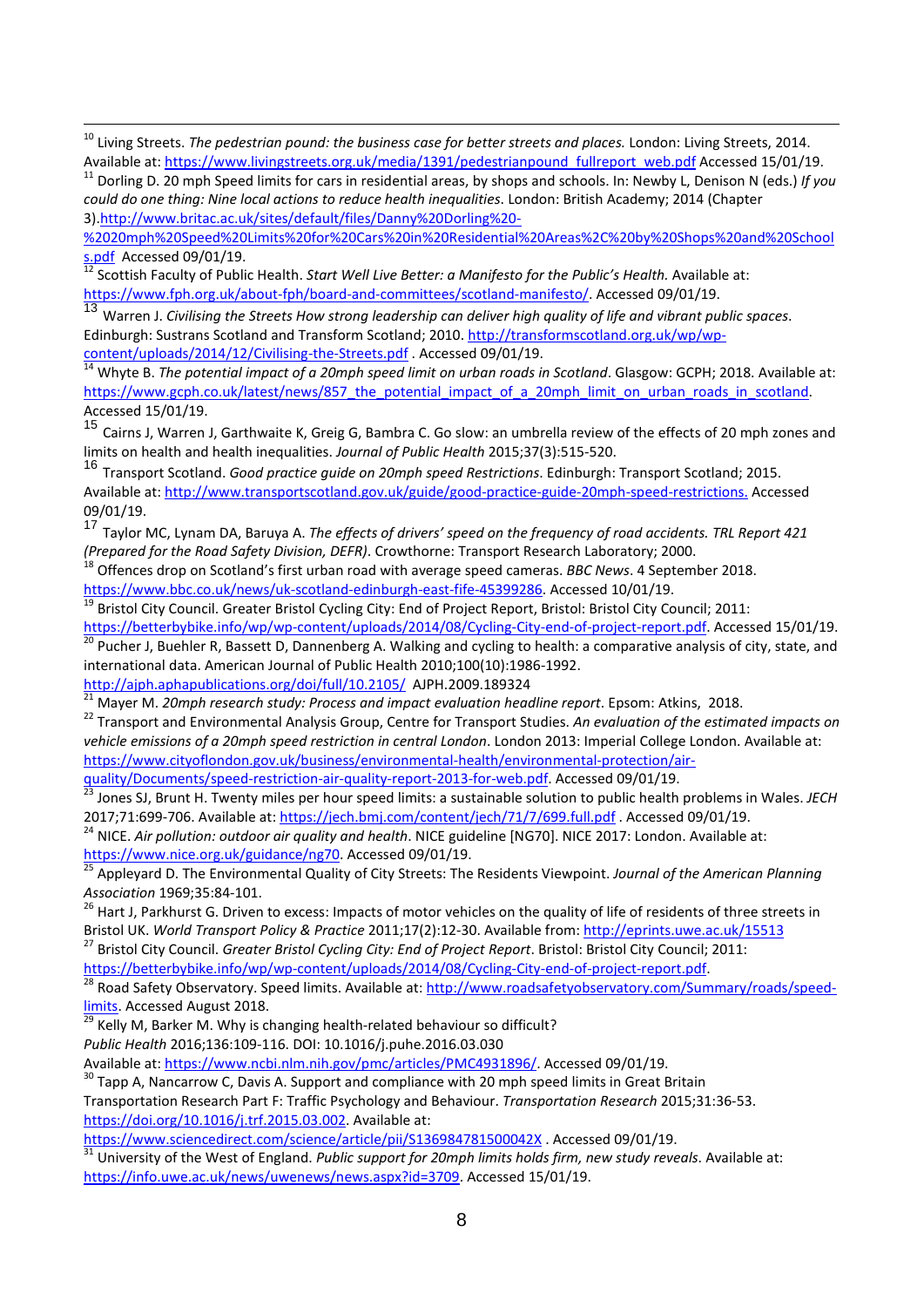[10] Living Streets. *The pedestrian pound: the business case for better streets and places.* London: Living Streets, 2014. Available at: https://www.livingstreets.org.uk/media/1391/pedestrianpound_fullreport_web.pdf Accessed 15/01/19.

[11] Dorling D. 20 mph Speed limits for cars in residential areas, by shops and schools. In: Newby L, Denison N (eds.) *If you could do one thing: Nine local actions to reduce health inequalities*. London: British Academy; 2014 (Chapter 3).http://www.britac.ac.uk/sites/default/files/Danny%20Dorling%20-%2020mph%20Speed%20Limits%20for%20Cars%20in%20Residential%20Areas%2C%20by%20Shops%20and%20Schools.pdf Accessed 09/01/19.

[12] Scottish Faculty of Public Health. *Start Well Live Better: a Manifesto for the Public's Health.* Available at: https://www.fph.org.uk/about-fph/board-and-committees/scotland-manifesto/. Accessed 09/01/19.

[13] Warren J. *Civilising the Streets How strong leadership can deliver high quality of life and vibrant public spaces*. Edinburgh: Sustrans Scotland and Transform Scotland; 2010. http://transformscotland.org.uk/wp/wp-content/uploads/2014/12/Civilising-the-Streets.pdf . Accessed 09/01/19.

[14] Whyte B. *The potential impact of a 20mph speed limit on urban roads in Scotland*. Glasgow: GCPH; 2018. Available at: https://www.gcph.co.uk/latest/news/857_the_potential_impact_of_a_20mph_limit_on_urban_roads_in_scotland. Accessed 15/01/19.

[15] Cairns J, Warren J, Garthwaite K, Greig G, Bambra C. Go slow: an umbrella review of the effects of 20 mph zones and limits on health and health inequalities. *Journal of Public Health* 2015;37(3):515-520.

[16] Transport Scotland. *Good practice guide on 20mph speed Restrictions*. Edinburgh: Transport Scotland; 2015. Available at: http://www.transportscotland.gov.uk/guide/good-practice-guide-20mph-speed-restrictions. Accessed 09/01/19.

[17] Taylor MC, Lynam DA, Baruya A. *The effects of drivers' speed on the frequency of road accidents. TRL Report 421 (Prepared for the Road Safety Division, DEFR)*. Crowthorne: Transport Research Laboratory; 2000.

[18] Offences drop on Scotland's first urban road with average speed cameras. *BBC News*. 4 September 2018. https://www.bbc.co.uk/news/uk-scotland-edinburgh-east-fife-45399286. Accessed 10/01/19.

[19] Bristol City Council. Greater Bristol Cycling City: End of Project Report, Bristol: Bristol City Council; 2011: https://betterbybike.info/wp/wp-content/uploads/2014/08/Cycling-City-end-of-project-report.pdf. Accessed 15/01/19.

[20] Pucher J, Buehler R, Bassett D, Dannenberg A. Walking and cycling to health: a comparative analysis of city, state, and international data. American Journal of Public Health 2010;100(10):1986-1992. http://ajph.aphapublications.org/doi/full/10.2105/ AJPH.2009.189324

[21] Mayer M. *20mph research study: Process and impact evaluation headline report*. Epsom: Atkins, 2018.

[22] Transport and Environmental Analysis Group, Centre for Transport Studies. *An evaluation of the estimated impacts on vehicle emissions of a 20mph speed restriction in central London*. London 2013: Imperial College London. Available at: https://www.cityoflondon.gov.uk/business/environmental-health/environmental-protection/air-quality/Documents/speed-restriction-air-quality-report-2013-for-web.pdf. Accessed 09/01/19.

[23] Jones SJ, Brunt H. Twenty miles per hour speed limits: a sustainable solution to public health problems in Wales. *JECH* 2017;71:699-706. Available at: https://jech.bmj.com/content/jech/71/7/699.full.pdf . Accessed 09/01/19.

[24] NICE. *Air pollution: outdoor air quality and health*. NICE guideline [NG70]. NICE 2017: London. Available at: https://www.nice.org.uk/guidance/ng70. Accessed 09/01/19.

[25] Appleyard D. The Environmental Quality of City Streets: The Residents Viewpoint. *Journal of the American Planning Association* 1969;35:84-101.

[26] Hart J, Parkhurst G. Driven to excess: Impacts of motor vehicles on the quality of life of residents of three streets in Bristol UK. *World Transport Policy & Practice* 2011;17(2):12-30. Available from: http://eprints.uwe.ac.uk/15513

[27] Bristol City Council. *Greater Bristol Cycling City: End of Project Report*. Bristol: Bristol City Council; 2011: https://betterbybike.info/wp/wp-content/uploads/2014/08/Cycling-City-end-of-project-report.pdf.

[28] Road Safety Observatory. Speed limits. Available at: http://www.roadsafetyobservatory.com/Summary/roads/speed-limits. Accessed August 2018.

[29] Kelly M, Barker M. Why is changing health-related behaviour so difficult? *Public Health* 2016;136:109-116. DOI: 10.1016/j.puhe.2016.03.030 Available at: https://www.ncbi.nlm.nih.gov/pmc/articles/PMC4931896/. Accessed 09/01/19.

[30] Tapp A, Nancarrow C, Davis A. Support and compliance with 20 mph speed limits in Great Britain Transportation Research Part F: Traffic Psychology and Behaviour. *Transportation Research* 2015;31:36-53. https://doi.org/10.1016/j.trf.2015.03.002. Available at: https://www.sciencedirect.com/science/article/pii/S136984781500042X . Accessed 09/01/19.

[31] University of the West of England. *Public support for 20mph limits holds firm, new study reveals*. Available at: https://info.uwe.ac.uk/news/uwenews/news.aspx?id=3709. Accessed 15/01/19.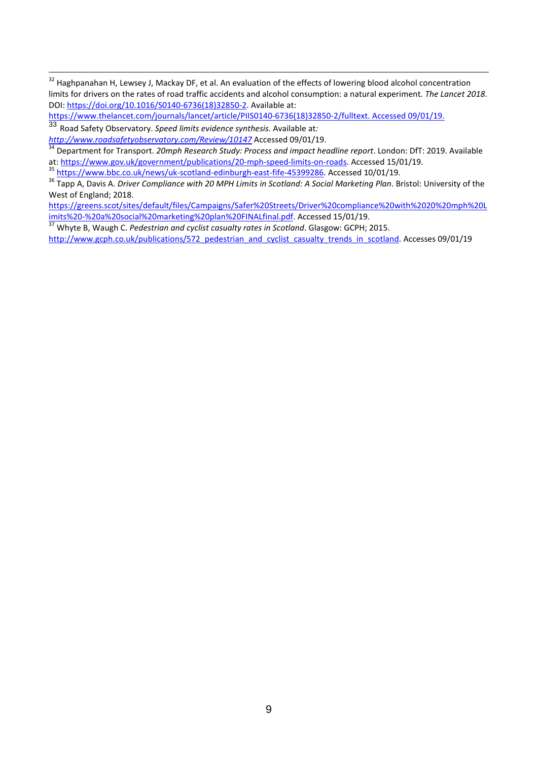[32] Haghpanahan H, Lewsey J, Mackay DF, et al. An evaluation of the effects of lowering blood alcohol concentration limits for drivers on the rates of road traffic accidents and alcohol consumption: a natural experiment. *The Lancet 2018*. DOI: https://doi.org/10.1016/S0140-6736(18)32850-2. Available at: https://www.thelancet.com/journals/lancet/article/PIIS0140-6736(18)32850-2/fulltext. Accessed 09/01/19.

[33] Road Safety Observatory. *Speed limits evidence synthesis.* Available at: *http://www.roadsafetyobservatory.com/Review/10147* Accessed 09/01/19.

[34] Department for Transport. *20mph Research Study: Process and impact headline report*. London: DfT: 2019. Available at: https://www.gov.uk/government/publications/20-mph-speed-limits-on-roads. Accessed 15/01/19.

[35] https://www.bbc.co.uk/news/uk-scotland-edinburgh-east-fife-45399286. Accessed 10/01/19.

[36] Tapp A, Davis A. *Driver Compliance with 20 MPH Limits in Scotland: A Social Marketing Plan*. Bristol: University of the West of England; 2018. https://greens.scot/sites/default/files/Campaigns/Safer%20Streets/Driver%20compliance%20with%2020%20mph%20Limits%20-%20a%20social%20marketing%20plan%20FINALfinal.pdf. Accessed 15/01/19.

[37] Whyte B, Waugh C. *Pedestrian and cyclist casualty rates in Scotland*. Glasgow: GCPH; 2015. http://www.gcph.co.uk/publications/572_pedestrian_and_cyclist_casualty_trends_in_scotland. Accesses 09/01/19